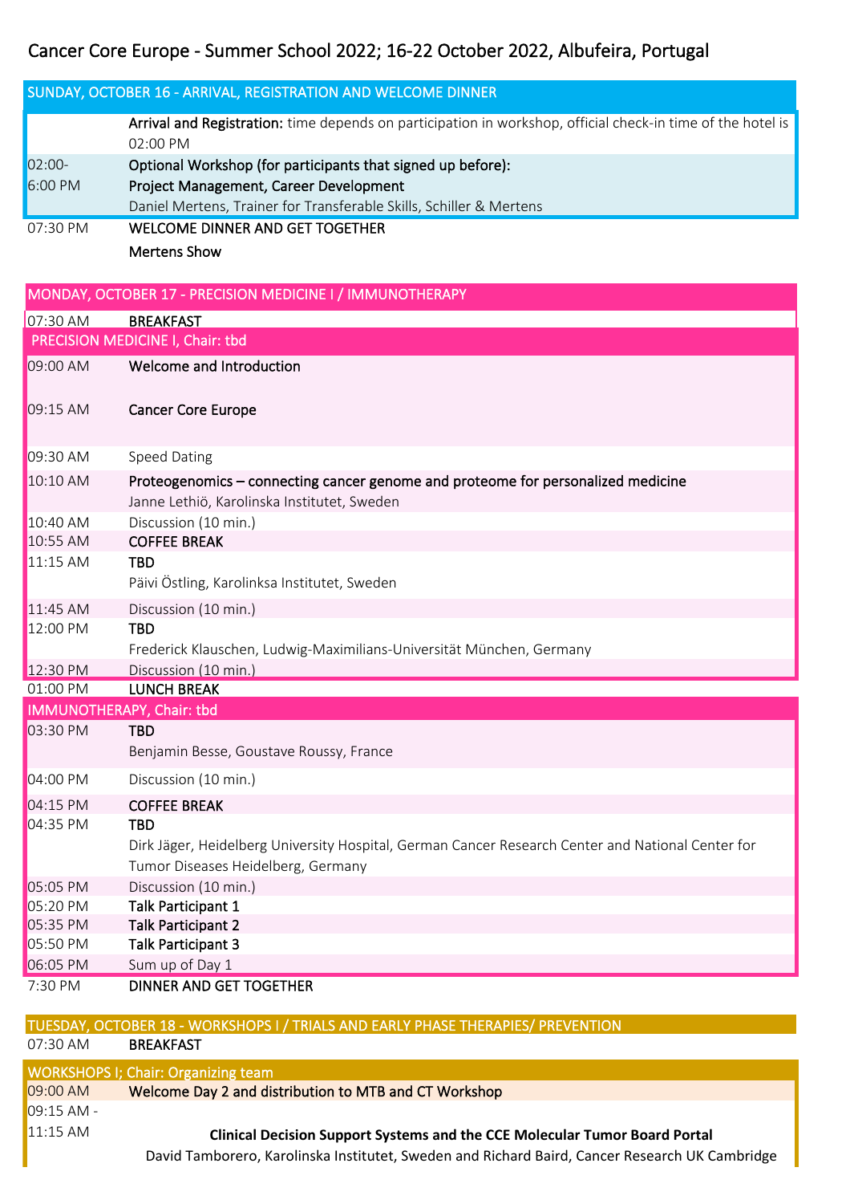# Cancer Core Europe - Summer School 2022; 16-22 October 2022, Albufeira, Portugal

## SUNDAY, OCTOBER 16 - ARRIVAL, REGISTRATION AND WELCOME DINNER

| Time | Program |
|---|---|
| | **Arrival and Registration:** time depends on participation in workshop, official check-in time of the hotel is 02:00 PM |
| 02:00-6:00 PM | **Optional Workshop (for participants that signed up before):**<br>**Project Management, Career Development**<br>Daniel Mertens, Trainer for Transferable Skills, Schiller & Mertens |
| 07:30 PM | **WELCOME DINNER AND GET TOGETHER**<br>**Mertens Show** |

## MONDAY, OCTOBER 17 - PRECISION MEDICINE I / IMMUNOTHERAPY

| Time | Program |
|---|---|
| 07:30 AM | **BREAKFAST** |
| | **PRECISION MEDICINE I, Chair: tbd** |
| 09:00 AM | **Welcome and Introduction** |
| 09:15 AM | **Cancer Core Europe** |
| 09:30 AM | Speed Dating |
| 10:10 AM | **Proteogenomics – connecting cancer genome and proteome for personalized medicine**<br>Janne Lethiö, Karolinska Institutet, Sweden |
| 10:40 AM | Discussion (10 min.) |
| 10:55 AM | **COFFEE BREAK** |
| 11:15 AM | **TBD**<br>Päivi Östling, Karolinksa Institutet, Sweden |
| 11:45 AM | Discussion (10 min.) |
| 12:00 PM | **TBD**<br>Frederick Klauschen, Ludwig-Maximilians-Universität München, Germany |
| 12:30 PM | Discussion (10 min.) |
| 01:00 PM | **LUNCH BREAK** |
| | **IMMUNOTHERAPY, Chair: tbd** |
| 03:30 PM | **TBD**<br>Benjamin Besse, Goustave Roussy, France |
| 04:00 PM | Discussion (10 min.) |
| 04:15 PM | **COFFEE BREAK** |
| 04:35 PM | **TBD**<br>Dirk Jäger, Heidelberg University Hospital, German Cancer Research Center and National Center for Tumor Diseases Heidelberg, Germany |
| 05:05 PM | Discussion (10 min.) |
| 05:20 PM | **Talk Participant 1** |
| 05:35 PM | **Talk Participant 2** |
| 05:50 PM | **Talk Participant 3** |
| 06:05 PM | Sum up of Day 1 |
| 7:30 PM | **DINNER AND GET TOGETHER** |

## TUESDAY, OCTOBER 18 - WORKSHOPS I / TRIALS AND EARLY PHASE THERAPIES/ PREVENTION

| Time | Program |
|---|---|
| 07:30 AM | **BREAKFAST** |
| | **WORKSHOPS I; Chair: Organizing team** |
| 09:00 AM | **Welcome Day 2 and distribution to MTB and CT Workshop** |
| 09:15 AM - 11:15 AM | **Clinical Decision Support Systems and the CCE Molecular Tumor Board Portal**<br>David Tamborero, Karolinska Institutet, Sweden and Richard Baird, Cancer Research UK Cambridge |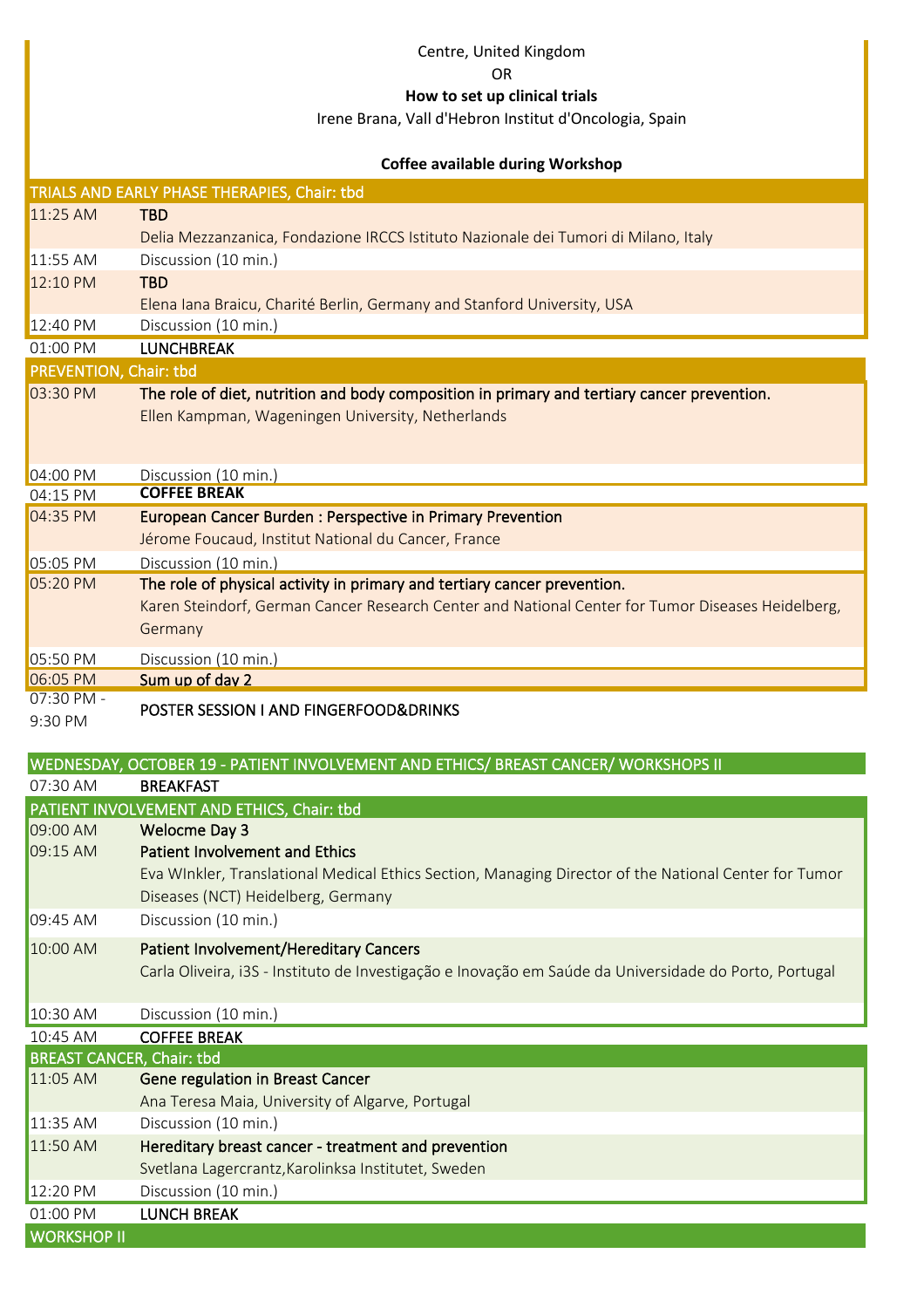Centre, United Kingdom

OR

**How to set up clinical trials**

Irene Brana, Vall d'Hebron Institut d'Oncologia, Spain

**Coffee available during Workshop**

| TRIALS AND EARLY PHASE THERAPIES, Chair: tbd | |
|---|---|
| 11:25 AM | TBD<br>Delia Mezzanzanica, Fondazione IRCCS Istituto Nazionale dei Tumori di Milano, Italy |
| 11:55 AM | Discussion (10 min.) |
| 12:10 PM | TBD<br>Elena Iana Braicu, Charité Berlin, Germany and Stanford University, USA |
| 12:40 PM | Discussion (10 min.) |
| 01:00 PM | LUNCHBREAK |
| **PREVENTION, Chair: tbd** | |
| 03:30 PM | The role of diet, nutrition and body composition in primary and tertiary cancer prevention.<br>Ellen Kampman, Wageningen University, Netherlands |
| 04:00 PM | Discussion (10 min.) |
| 04:15 PM | **COFFEE BREAK** |
| 04:35 PM | European Cancer Burden : Perspective in Primary Prevention<br>Jérome Foucaud, Institut National du Cancer, France |
| 05:05 PM | Discussion (10 min.) |
| 05:20 PM | The role of physical activity in primary and tertiary cancer prevention.<br>Karen Steindorf, German Cancer Research Center and National Center for Tumor Diseases Heidelberg, Germany |
| 05:50 PM | Discussion (10 min.) |
| 06:05 PM | Sum up of day 2 |
| 07:30 PM - 9:30 PM | POSTER SESSION I AND FINGERFOOD&DRINKS |

| WEDNESDAY, OCTOBER 19 - PATIENT INVOLVEMENT AND ETHICS/ BREAST CANCER/ WORKSHOPS II | |
|---|---|
| 07:30 AM | BREAKFAST |
| **PATIENT INVOLVEMENT AND ETHICS, Chair: tbd** | |
| 09:00 AM | Welocme Day 3 |
| 09:15 AM | Patient Involvement and Ethics<br>Eva WInkler, Translational Medical Ethics Section, Managing Director of the National Center for Tumor Diseases (NCT) Heidelberg, Germany |
| 09:45 AM | Discussion (10 min.) |
| 10:00 AM | Patient Involvement/Hereditary Cancers<br>Carla Oliveira, i3S - Instituto de Investigação e Inovação em Saúde da Universidade do Porto, Portugal |
| 10:30 AM | Discussion (10 min.) |
| 10:45 AM | COFFEE BREAK |
| **BREAST CANCER, Chair: tbd** | |
| 11:05 AM | Gene regulation in Breast Cancer<br>Ana Teresa Maia, University of Algarve, Portugal |
| 11:35 AM | Discussion (10 min.) |
| 11:50 AM | Hereditary breast cancer - treatment and prevention<br>Svetlana Lagercrantz,Karolinksa Institutet, Sweden |
| 12:20 PM | Discussion (10 min.) |
| 01:00 PM | LUNCH BREAK |
| **WORKSHOP II** | |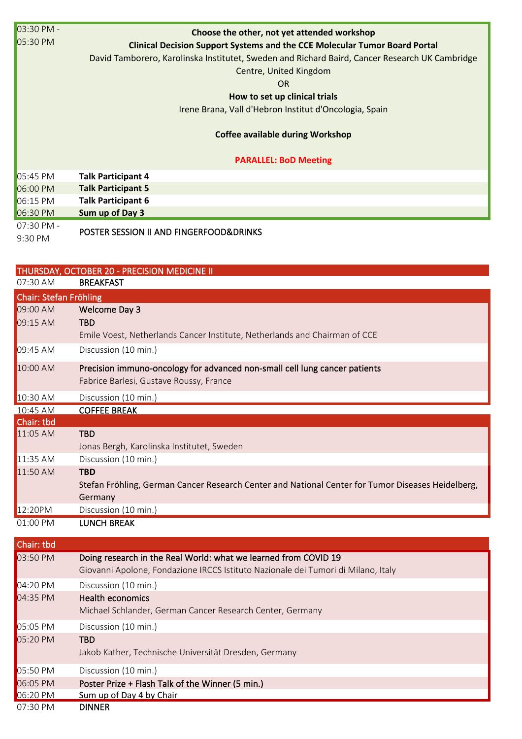| | |
|---|---|
| 03:30 PM - 05:30 PM | **Choose the other, not yet attended workshop**<br>**Clinical Decision Support Systems and the CCE Molecular Tumor Board Portal**<br>David Tamborero, Karolinska Institutet, Sweden and Richard Baird, Cancer Research UK Cambridge Centre, United Kingdom<br>OR<br>**How to set up clinical trials**<br>Irene Brana, Vall d'Hebron Institut d'Oncologia, Spain<br><br>**Coffee available during Workshop**<br><br>**PARALLEL: BoD Meeting** |
| 05:45 PM | **Talk Participant 4** |
| 06:00 PM | **Talk Participant 5** |
| 06:15 PM | **Talk Participant 6** |
| 06:30 PM | **Sum up of Day 3** |
| 07:30 PM - 9:30 PM | POSTER SESSION II AND FINGERFOOD&DRINKS |

## THURSDAY, OCTOBER 20 - PRECISION MEDICINE II

| | |
|---|---|
| 07:30 AM | BREAKFAST |
| **Chair: Stefan Fröhling** | |
| 09:00 AM | Welcome Day 3 |
| 09:15 AM | TBD<br>Emile Voest, Netherlands Cancer Institute, Netherlands and Chairman of CCE |
| 09:45 AM | Discussion (10 min.) |
| 10:00 AM | Precision immuno-oncology for advanced non-small cell lung cancer patients<br>Fabrice Barlesi, Gustave Roussy, France |
| 10:30 AM | Discussion (10 min.) |
| 10:45 AM | COFFEE BREAK |
| **Chair: tbd** | |
| 11:05 AM | TBD<br>Jonas Bergh, Karolinska Institutet, Sweden |
| 11:35 AM | Discussion (10 min.) |
| 11:50 AM | TBD<br>Stefan Fröhling, German Cancer Research Center and National Center for Tumor Diseases Heidelberg, Germany |
| 12:20PM | Discussion (10 min.) |
| 01:00 PM | LUNCH BREAK |
| **Chair: tbd** | |
| 03:50 PM | Doing research in the Real World: what we learned from COVID 19<br>Giovanni Apolone, Fondazione IRCCS Istituto Nazionale dei Tumori di Milano, Italy |
| 04:20 PM | Discussion (10 min.) |
| 04:35 PM | Health economics<br>Michael Schlander, German Cancer Research Center, Germany |
| 05:05 PM | Discussion (10 min.) |
| 05:20 PM | TBD<br>Jakob Kather, Technische Universität Dresden, Germany |
| 05:50 PM | Discussion (10 min.) |
| 06:05 PM | Poster Prize + Flash Talk of the Winner (5 min.) |
| 06:20 PM | Sum up of Day 4 by Chair |
| 07:30 PM | DINNER |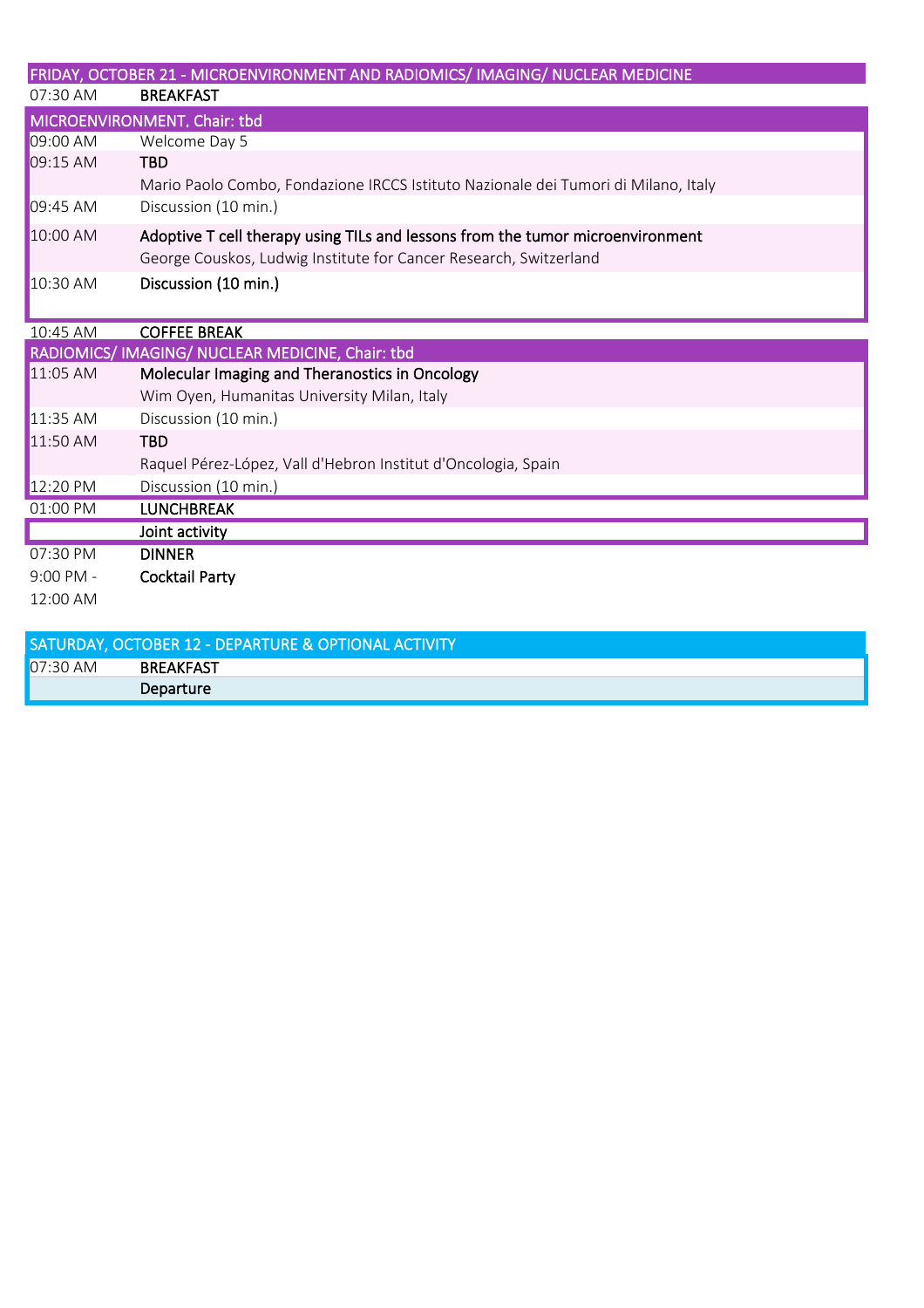| | |
|---|---|
| **FRIDAY, OCTOBER 21 - MICROENVIRONMENT AND RADIOMICS/ IMAGING/ NUCLEAR MEDICINE** | |
| 07:30 AM | **BREAKFAST** |
| **MICROENVIRONMENT, Chair: tbd** | |
| 09:00 AM | Welcome Day 5 |
| 09:15 AM | **TBD**<br>Mario Paolo Combo, Fondazione IRCCS Istituto Nazionale dei Tumori di Milano, Italy |
| 09:45 AM | Discussion (10 min.) |
| 10:00 AM | **Adoptive T cell therapy using TILs and lessons from the tumor microenvironment**<br>George Couskos, Ludwig Institute for Cancer Research, Switzerland |
| 10:30 AM | **Discussion (10 min.)** |
| 10:45 AM | **COFFEE BREAK** |
| **RADIOMICS/ IMAGING/ NUCLEAR MEDICINE, Chair: tbd** | |
| 11:05 AM | **Molecular Imaging and Theranostics in Oncology**<br>Wim Oyen, Humanitas University Milan, Italy |
| 11:35 AM | Discussion (10 min.) |
| 11:50 AM | **TBD**<br>Raquel Pérez-López, Vall d'Hebron Institut d'Oncologia, Spain |
| 12:20 PM | Discussion (10 min.) |
| 01:00 PM | **LUNCHBREAK** |
| | **Joint activity** |
| 07:30 PM | **DINNER** |
| 9:00 PM - 12:00 AM | **Cocktail Party** |

| | |
|---|---|
| **SATURDAY, OCTOBER 12 - DEPARTURE & OPTIONAL ACTIVITY** | |
| 07:30 AM | **BREAKFAST** |
| | **Departure** |